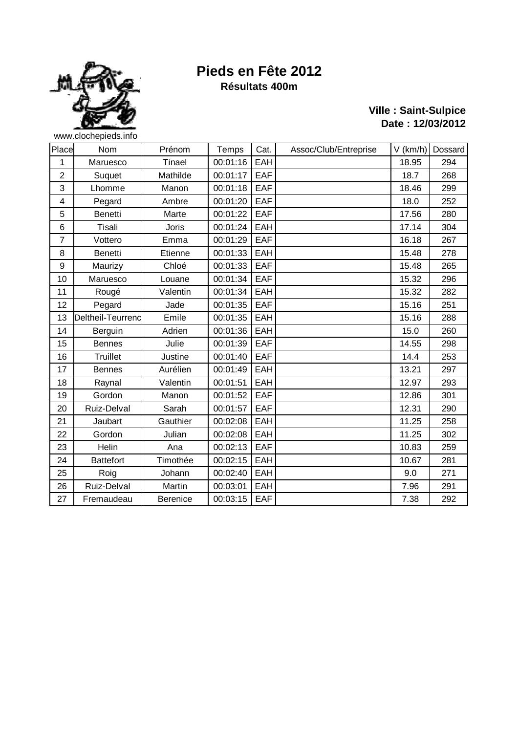# Pieds en Fête 2012

**Résultats 400m**

**Ville : Saint-Sulpice**
**Date : 12/03/2012**

www.clochepieds.info

| Place | Nom | Prénom | Temps | Cat. | Assoc/Club/Entreprise | V (km/h) | Dossard |
|---|---|---|---|---|---|---|---|
| 1 | Maruesco | Tinael | 00:01:16 | EAH | | 18.95 | 294 |
| 2 | Suquet | Mathilde | 00:01:17 | EAF | | 18.7 | 268 |
| 3 | Lhomme | Manon | 00:01:18 | EAF | | 18.46 | 299 |
| 4 | Pegard | Ambre | 00:01:20 | EAF | | 18.0 | 252 |
| 5 | Benetti | Marte | 00:01:22 | EAF | | 17.56 | 280 |
| 6 | Tisali | Joris | 00:01:24 | EAH | | 17.14 | 304 |
| 7 | Vottero | Emma | 00:01:29 | EAF | | 16.18 | 267 |
| 8 | Benetti | Etienne | 00:01:33 | EAH | | 15.48 | 278 |
| 9 | Maurizy | Chloé | 00:01:33 | EAF | | 15.48 | 265 |
| 10 | Maruesco | Louane | 00:01:34 | EAF | | 15.32 | 296 |
| 11 | Rougé | Valentin | 00:01:34 | EAH | | 15.32 | 282 |
| 12 | Pegard | Jade | 00:01:35 | EAF | | 15.16 | 251 |
| 13 | Deltheil-Teurrenc | Emile | 00:01:35 | EAH | | 15.16 | 288 |
| 14 | Berguin | Adrien | 00:01:36 | EAH | | 15.0 | 260 |
| 15 | Bennes | Julie | 00:01:39 | EAF | | 14.55 | 298 |
| 16 | Truillet | Justine | 00:01:40 | EAF | | 14.4 | 253 |
| 17 | Bennes | Aurélien | 00:01:49 | EAH | | 13.21 | 297 |
| 18 | Raynal | Valentin | 00:01:51 | EAH | | 12.97 | 293 |
| 19 | Gordon | Manon | 00:01:52 | EAF | | 12.86 | 301 |
| 20 | Ruiz-Delval | Sarah | 00:01:57 | EAF | | 12.31 | 290 |
| 21 | Jaubart | Gauthier | 00:02:08 | EAH | | 11.25 | 258 |
| 22 | Gordon | Julian | 00:02:08 | EAH | | 11.25 | 302 |
| 23 | Helin | Ana | 00:02:13 | EAF | | 10.83 | 259 |
| 24 | Battefort | Timothée | 00:02:15 | EAH | | 10.67 | 281 |
| 25 | Roig | Johann | 00:02:40 | EAH | | 9.0 | 271 |
| 26 | Ruiz-Delval | Martin | 00:03:01 | EAH | | 7.96 | 291 |
| 27 | Fremaudeau | Berenice | 00:03:15 | EAF | | 7.38 | 292 |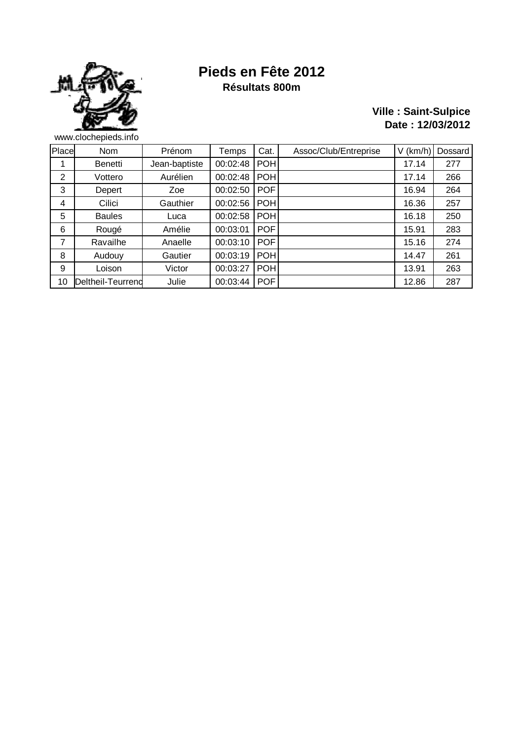# Pieds en Fête 2012

**Résultats 800m**

**Ville : Saint-Sulpice**
**Date : 12/03/2012**

www.clochepieds.info

| Place | Nom | Prénom | Temps | Cat. | Assoc/Club/Entreprise | V (km/h) | Dossard |
|---|---|---|---|---|---|---|---|
| 1 | Benetti | Jean-baptiste | 00:02:48 | POH | | 17.14 | 277 |
| 2 | Vottero | Aurélien | 00:02:48 | POH | | 17.14 | 266 |
| 3 | Depert | Zoe | 00:02:50 | POF | | 16.94 | 264 |
| 4 | Cilici | Gauthier | 00:02:56 | POH | | 16.36 | 257 |
| 5 | Baules | Luca | 00:02:58 | POH | | 16.18 | 250 |
| 6 | Rougé | Amélie | 00:03:01 | POF | | 15.91 | 283 |
| 7 | Ravailhe | Anaelle | 00:03:10 | POF | | 15.16 | 274 |
| 8 | Audouy | Gautier | 00:03:19 | POH | | 14.47 | 261 |
| 9 | Loison | Victor | 00:03:27 | POH | | 13.91 | 263 |
| 10 | Deltheil-Teurrenc | Julie | 00:03:44 | POF | | 12.86 | 287 |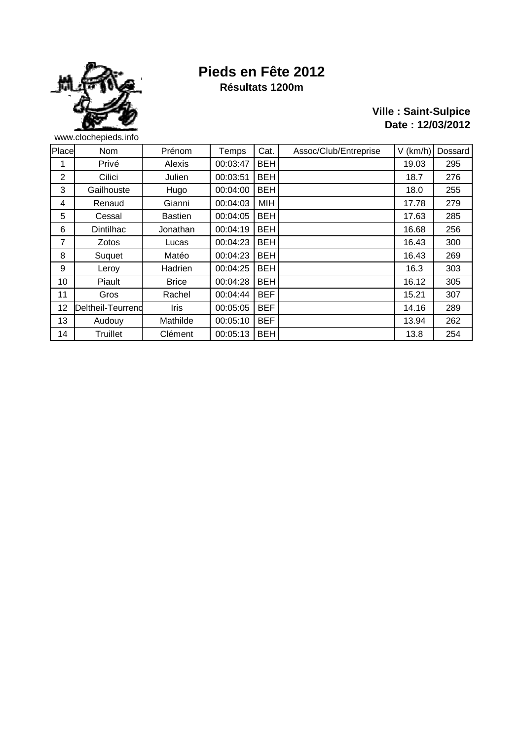# Pieds en Fête 2012

**Résultats 1200m**

**Ville : Saint-Sulpice**
**Date : 12/03/2012**

www.clochepieds.info

| Place | Nom | Prénom | Temps | Cat. | Assoc/Club/Entreprise | V (km/h) | Dossard |
|---|---|---|---|---|---|---|---|
| 1 | Privé | Alexis | 00:03:47 | BEH | | 19.03 | 295 |
| 2 | Cilici | Julien | 00:03:51 | BEH | | 18.7 | 276 |
| 3 | Gailhouste | Hugo | 00:04:00 | BEH | | 18.0 | 255 |
| 4 | Renaud | Gianni | 00:04:03 | MIH | | 17.78 | 279 |
| 5 | Cessal | Bastien | 00:04:05 | BEH | | 17.63 | 285 |
| 6 | Dintilhac | Jonathan | 00:04:19 | BEH | | 16.68 | 256 |
| 7 | Zotos | Lucas | 00:04:23 | BEH | | 16.43 | 300 |
| 8 | Suquet | Matéo | 00:04:23 | BEH | | 16.43 | 269 |
| 9 | Leroy | Hadrien | 00:04:25 | BEH | | 16.3 | 303 |
| 10 | Piault | Brice | 00:04:28 | BEH | | 16.12 | 305 |
| 11 | Gros | Rachel | 00:04:44 | BEF | | 15.21 | 307 |
| 12 | Deltheil-Teurrenc | Iris | 00:05:05 | BEF | | 14.16 | 289 |
| 13 | Audouy | Mathilde | 00:05:10 | BEF | | 13.94 | 262 |
| 14 | Truillet | Clément | 00:05:13 | BEH | | 13.8 | 254 |